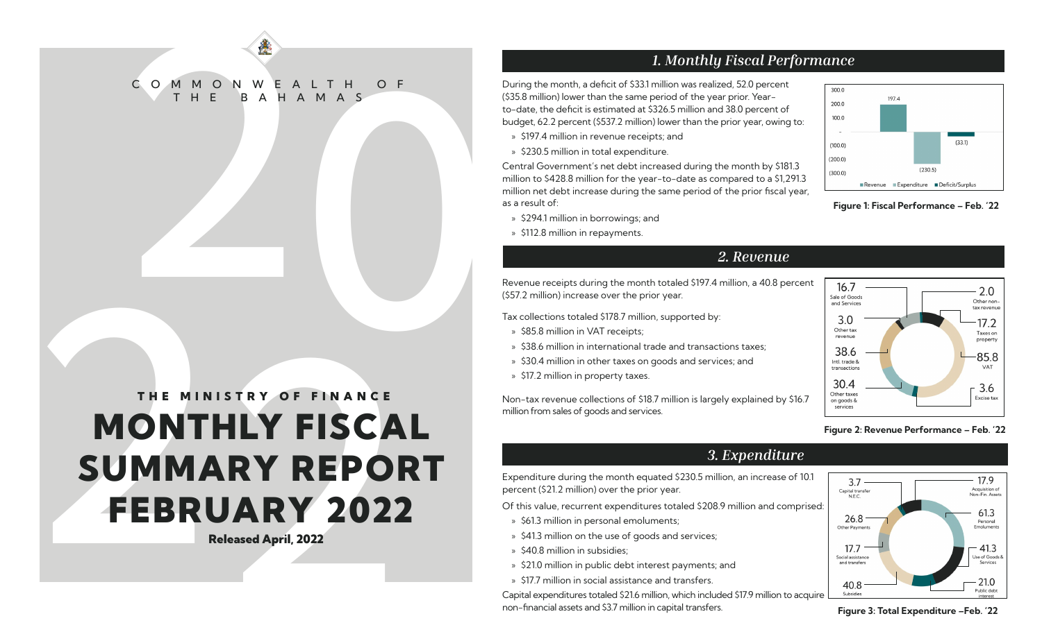COMMONWEALTH OF THE BAHAMAS

THE MINISTRY OF FINANCE

# MONTHLY FISCAL SUMMARY REPORT FEBRUARY 2022

**Released April, 2022**

## *1. Monthly Fiscal Performance*

During the month, a deficit of $33.1 million was realized, 52.0 percent ($35.8 million) lower than the same period of the year prior. Year-to-date, the deficit is estimated at $326.5 million and 38.0 percent of budget, 62.2 percent ($537.2 million) lower than the prior year, owing to:

- $197.4 million in revenue receipts; and
- $230.5 million in total expenditure.

Central Government's net debt increased during the month by $181.3 million to $428.8 million for the year-to-date as compared to a $1,291.3 million net debt increase during the same period of the prior fiscal year, as a result of:

- $294.1 million in borrowings; and
- $112.8 million in repayments.

| Revenue | Expenditure | Deficit/Surplus |
|---|---|---|
| 197.4 | (230.5) | (33.1) |

**Figure 1: Fiscal Performance – Feb. '22**

## *2. Revenue*

Revenue receipts during the month totaled $197.4 million, a 40.8 percent ($57.2 million) increase over the prior year.

Tax collections totaled $178.7 million, supported by:

- $85.8 million in VAT receipts;
- $38.6 million in international trade and transactions taxes;
- $30.4 million in other taxes on goods and services; and
- $17.2 million in property taxes.

Non-tax revenue collections of $18.7 million is largely explained by $16.7 million from sales of goods and services.

| Category | Amount |
|---|---|
| Sale of Goods and Services | 16.7 |
| Other tax revenue | 3.0 |
| Intl. trade & transactions | 38.6 |
| Other taxes on goods & services | 30.4 |
| Other non-tax revenue | 2.0 |
| Taxes on property | 17.2 |
| VAT | 85.8 |
| Excise tax | 3.6 |

**Figure 2: Revenue Performance – Feb. '22**

## *3. Expenditure*

Expenditure during the month equated $230.5 million, an increase of 10.1 percent ($21.2 million) over the prior year.

Of this value, recurrent expenditures totaled $208.9 million and comprised:

- $61.3 million in personal emoluments;
- $41.3 million on the use of goods and services;
- $40.8 million in subsidies;
- $21.0 million in public debt interest payments; and
- $17.7 million in social assistance and transfers.

Capital expenditures totaled $21.6 million, which included $17.9 million to acquire non-financial assets and $3.7 million in capital transfers.

| Category | Amount |
|---|---|
| Capital transfer N.E.C. | 3.7 |
| Other Payments | 26.8 |
| Social assistance and transfers | 17.7 |
| Subsidies | 40.8 |
| Acquisition of Non-Fin. Assets | 17.9 |
| Personal Emoluments | 61.3 |
| Use of Goods & Services | 41.3 |
| Public debt interest | 21.0 |

**Figure 3: Total Expenditure –Feb. '22**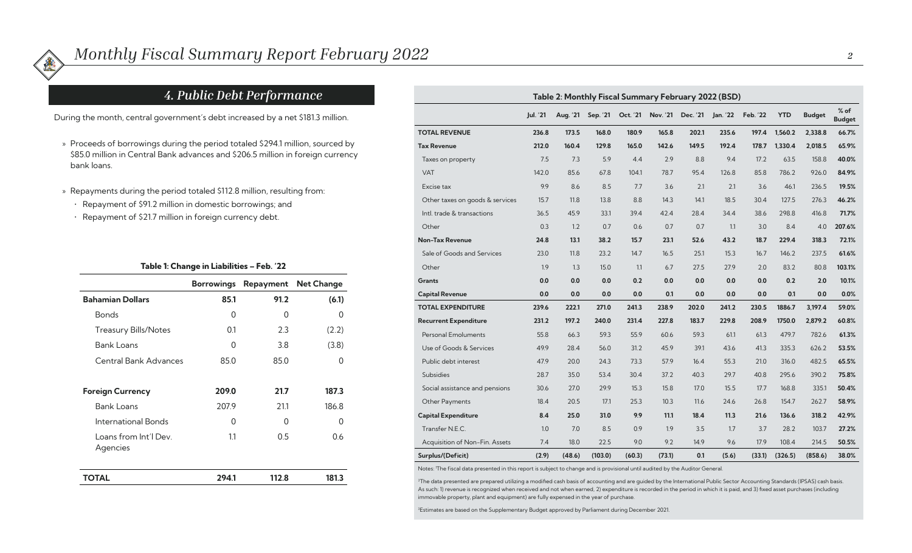## 4. Public Debt Performance

During the month, central government's debt increased by a net $181.3 million.

- Proceeds of borrowings during the period totaled $294.1 million, sourced by $85.0 million in Central Bank advances and $206.5 million in foreign currency bank loans.
- Repayments during the period totaled $112.8 million, resulting from:
  - Repayment of $91.2 million in domestic borrowings; and
  - Repayment of $21.7 million in foreign currency debt.

**Table 1: Change in Liabilities – Feb. '22**

| | Borrowings | Repayment | Net Change |
|---|---|---|---|
| **Bahamian Dollars** | **85.1** | **91.2** | **(6.1)** |
| Bonds | 0 | 0 | 0 |
| Treasury Bills/Notes | 0.1 | 2.3 | (2.2) |
| Bank Loans | 0 | 3.8 | (3.8) |
| Central Bank Advances | 85.0 | 85.0 | 0 |
| **Foreign Currency** | **209.0** | **21.7** | **187.3** |
| Bank Loans | 207.9 | 21.1 | 186.8 |
| International Bonds | 0 | 0 | 0 |
| Loans from Int'l Dev. Agencies | 1.1 | 0.5 | 0.6 |
| **TOTAL** | **294.1** | **112.8** | **181.3** |

**Table 2: Monthly Fiscal Summary February 2022 (BSD)**

| | Jul. '21 | Aug. '21 | Sep. '21 | Oct. '21 | Nov. '21 | Dec. '21 | Jan. '22 | Feb. '22 | YTD | Budget | % of Budget |
|---|---|---|---|---|---|---|---|---|---|---|---|
| **TOTAL REVENUE** | **236.8** | **173.5** | **168.0** | **180.9** | **165.8** | **202.1** | **235.6** | **197.4** | **1,560.2** | **2,338.8** | **66.7%** |
| **Tax Revenue** | **212.0** | **160.4** | **129.8** | **165.0** | **142.6** | **149.5** | **192.4** | **178.7** | **1,330.4** | **2,018.5** | **65.9%** |
| Taxes on property | 7.5 | 7.3 | 5.9 | 4.4 | 2.9 | 8.8 | 9.4 | 17.2 | 63.5 | 158.8 | **40.0%** |
| VAT | 142.0 | 85.6 | 67.8 | 104.1 | 78.7 | 95.4 | 126.8 | 85.8 | 786.2 | 926.0 | **84.9%** |
| Excise tax | 9.9 | 8.6 | 8.5 | 7.7 | 3.6 | 2.1 | 2.1 | 3.6 | 46.1 | 236.5 | **19.5%** |
| Other taxes on goods & services | 15.7 | 11.8 | 13.8 | 8.8 | 14.3 | 14.1 | 18.5 | 30.4 | 127.5 | 276.3 | **46.2%** |
| Intl. trade & transactions | 36.5 | 45.9 | 33.1 | 39.4 | 42.4 | 28.4 | 34.4 | 38.6 | 298.8 | 416.8 | **71.7%** |
| Other | 0.3 | 1.2 | 0.7 | 0.6 | 0.7 | 0.7 | 1.1 | 3.0 | 8.4 | 4.0 | **207.6%** |
| **Non-Tax Revenue** | **24.8** | **13.1** | **38.2** | **15.7** | **23.1** | **52.6** | **43.2** | **18.7** | **229.4** | **318.3** | **72.1%** |
| Sale of Goods and Services | 23.0 | 11.8 | 23.2 | 14.7 | 16.5 | 25.1 | 15.3 | 16.7 | 146.2 | 237.5 | **61.6%** |
| Other | 1.9 | 1.3 | 15.0 | 1.1 | 6.7 | 27.5 | 27.9 | 2.0 | 83.2 | 80.8 | **103.1%** |
| **Grants** | **0.0** | **0.0** | **0.0** | **0.2** | **0.0** | **0.0** | **0.0** | **0.0** | **0.2** | **2.0** | **10.1%** |
| **Capital Revenue** | **0.0** | **0.0** | **0.0** | **0.0** | **0.1** | **0.0** | **0.0** | **0.0** | **0.1** | **0.0** | **0.0%** |
| **TOTAL EXPENDITURE** | **239.6** | **222.1** | **271.0** | **241.3** | **238.9** | **202.0** | **241.2** | **230.5** | **1886.7** | **3,197.4** | **59.0%** |
| **Recurrent Expenditure** | **231.2** | **197.2** | **240.0** | **231.4** | **227.8** | **183.7** | **229.8** | **208.9** | **1750.0** | **2,879.2** | **60.8%** |
| Personal Emoluments | 55.8 | 66.3 | 59.3 | 55.9 | 60.6 | 59.3 | 61.1 | 61.3 | 479.7 | 782.6 | **61.3%** |
| Use of Goods & Services | 49.9 | 28.4 | 56.0 | 31.2 | 45.9 | 39.1 | 43.6 | 41.3 | 335.3 | 626.2 | **53.5%** |
| Public debt interest | 47.9 | 20.0 | 24.3 | 73.3 | 57.9 | 16.4 | 55.3 | 21.0 | 316.0 | 482.5 | **65.5%** |
| Subsidies | 28.7 | 35.0 | 53.4 | 30.4 | 37.2 | 40.3 | 29.7 | 40.8 | 295.6 | 390.2 | **75.8%** |
| Social assistance and pensions | 30.6 | 27.0 | 29.9 | 15.3 | 15.8 | 17.0 | 15.5 | 17.7 | 168.8 | 335.1 | **50.4%** |
| Other Payments | 18.4 | 20.5 | 17.1 | 25.3 | 10.3 | 11.6 | 24.6 | 26.8 | 154.7 | 262.7 | **58.9%** |
| **Capital Expenditure** | **8.4** | **25.0** | **31.0** | **9.9** | **11.1** | **18.4** | **11.3** | **21.6** | **136.6** | **318.2** | **42.9%** |
| Transfer N.E.C. | 1.0 | 7.0 | 8.5 | 0.9 | 1.9 | 3.5 | 1.7 | 3.7 | 28.2 | 103.7 | **27.2%** |
| Acquisition of Non-Fin. Assets | 7.4 | 18.0 | 22.5 | 9.0 | 9.2 | 14.9 | 9.6 | 17.9 | 108.4 | 214.5 | **50.5%** |
| **Surplus/(Deficit)** | **(2.9)** | **(48.6)** | **(103.0)** | **(60.3)** | **(73.1)** | **0.1** | **(5.6)** | **(33.1)** | **(326.5)** | **(858.6)** | **38.0%** |

Notes: [1]The fiscal data presented in this report is subject to change and is provisional until audited by the Auditor General.

[2]The data presented are prepared utilizing a modified cash basis of accounting and are guided by the International Public Sector Accounting Standards (IPSAS) cash basis. As such: 1) revenue is recognized when received and not when earned, 2) expenditure is recorded in the period in which it is paid, and 3) fixed asset purchases (including immovable property, plant and equipment) are fully expensed in the year of purchase.

[3]Estimates are based on the Supplementary Budget approved by Parliament during December 2021.